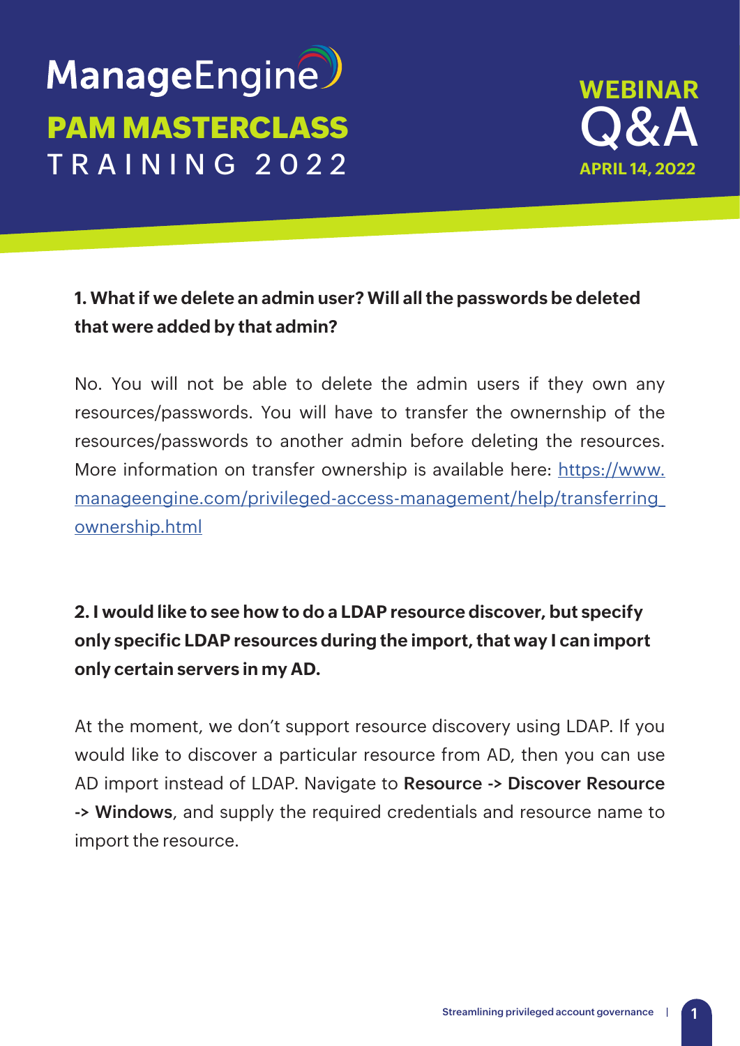# ManageEngine

## PAM MASTERCLASS

## TRAINING 2022

**WEBINAR**

**Q&A**

**APRIL 14, 2022**

**1. What if we delete an admin user? Will all the passwords be deleted that were added by that admin?**

No. You will not be able to delete the admin users if they own any resources/passwords. You will have to transfer the ownership of the resources/passwords to another admin before deleting the resources. More information on transfer ownership is available here: [https://www.manageengine.com/privileged-access-management/help/transferring_ownership.html](https://www.manageengine.com/privileged-access-management/help/transferring_ownership.html)

**2. I would like to see how to do a LDAP resource discover, but specify only specific LDAP resources during the import, that way I can import only certain servers in my AD.**

At the moment, we don't support resource discovery using LDAP. If you would like to discover a particular resource from AD, then you can use AD import instead of LDAP. Navigate to **Resource -> Discover Resource -> Windows**, and supply the required credentials and resource name to import the resource.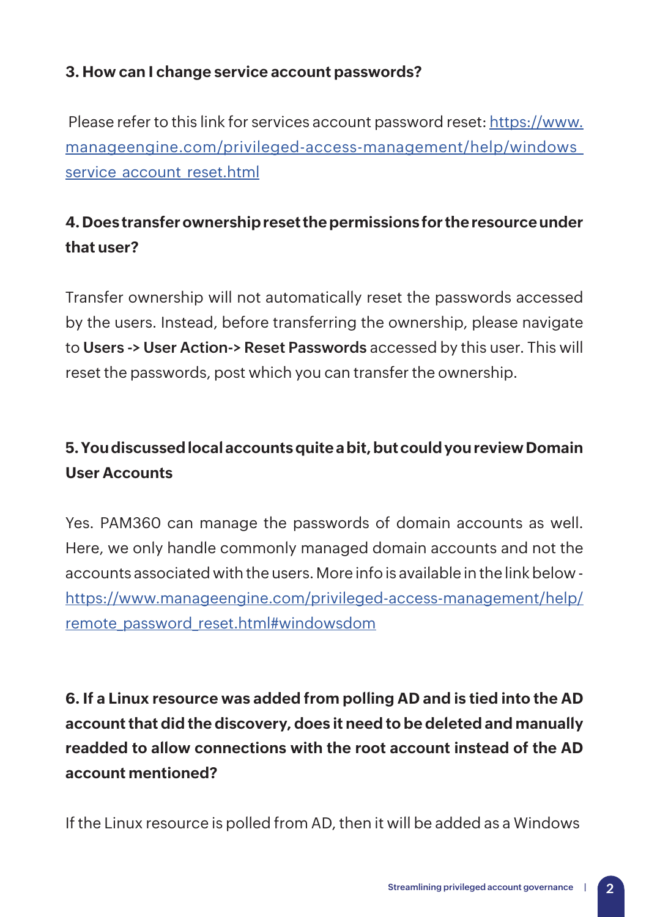**3. How can I change service account passwords?**

Please refer to this link for services account password reset: [https://www.manageengine.com/privileged-access-management/help/windows_service_account_reset.html](https://www.manageengine.com/privileged-access-management/help/windows_service_account_reset.html)

**4. Does transfer ownership reset the permissions for the resource under that user?**

Transfer ownership will not automatically reset the passwords accessed by the users. Instead, before transferring the ownership, please navigate to **Users -> User Action-> Reset Passwords** accessed by this user. This will reset the passwords, post which you can transfer the ownership.

**5. You discussed local accounts quite a bit, but could you review Domain User Accounts**

Yes. PAM360 can manage the passwords of domain accounts as well. Here, we only handle commonly managed domain accounts and not the accounts associated with the users. More info is available in the link below - [https://www.manageengine.com/privileged-access-management/help/remote_password_reset.html#windowsdom](https://www.manageengine.com/privileged-access-management/help/remote_password_reset.html#windowsdom)

**6. If a Linux resource was added from polling AD and is tied into the AD account that did the discovery, does it need to be deleted and manually readded to allow connections with the root account instead of the AD account mentioned?**

If the Linux resource is polled from AD, then it will be added as a Windows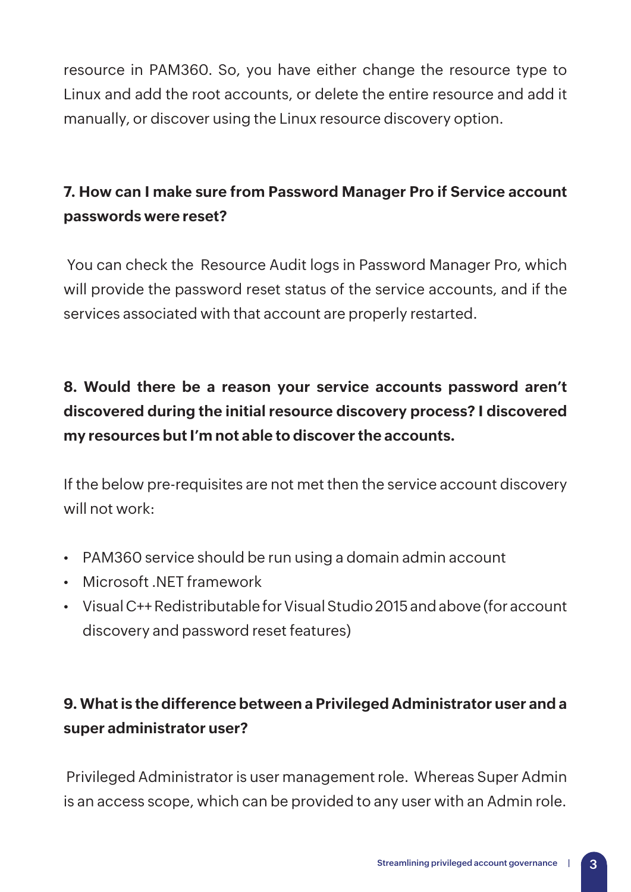resource in PAM360. So, you have either change the resource type to Linux and add the root accounts, or delete the entire resource and add it manually, or discover using the Linux resource discovery option.

**7. How can I make sure from Password Manager Pro if Service account passwords were reset?**

You can check the Resource Audit logs in Password Manager Pro, which will provide the password reset status of the service accounts, and if the services associated with that account are properly restarted.

**8. Would there be a reason your service accounts password aren't discovered during the initial resource discovery process? I discovered my resources but I'm not able to discover the accounts.**

If the below pre-requisites are not met then the service account discovery will not work:

- PAM360 service should be run using a domain admin account
- Microsoft .NET framework
- Visual C++ Redistributable for Visual Studio 2015 and above (for account discovery and password reset features)

**9. What is the difference between a Privileged Administrator user and a super administrator user?**

Privileged Administrator is user management role. Whereas Super Admin is an access scope, which can be provided to any user with an Admin role.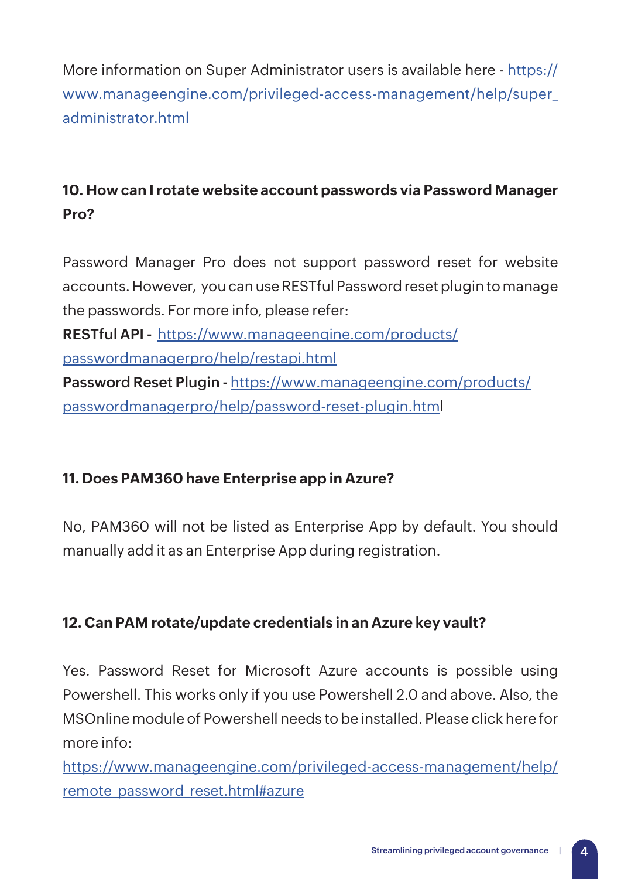More information on Super Administrator users is available here - [https://www.manageengine.com/privileged-access-management/help/super_administrator.html](https://www.manageengine.com/privileged-access-management/help/super_administrator.html)

### 10. How can I rotate website account passwords via Password Manager Pro?

Password Manager Pro does not support password reset for website accounts. However, you can use RESTful Password reset plugin to manage the passwords. For more info, please refer:

**RESTful API -** [https://www.manageengine.com/products/passwordmanagerpro/help/restapi.html](https://www.manageengine.com/products/passwordmanagerpro/help/restapi.html)

**Password Reset Plugin -** [https://www.manageengine.com/products/passwordmanagerpro/help/password-reset-plugin.html](https://www.manageengine.com/products/passwordmanagerpro/help/password-reset-plugin.html)

### 11. Does PAM360 have Enterprise app in Azure?

No, PAM360 will not be listed as Enterprise App by default. You should manually add it as an Enterprise App during registration.

### 12. Can PAM rotate/update credentials in an Azure key vault?

Yes. Password Reset for Microsoft Azure accounts is possible using Powershell. This works only if you use Powershell 2.0 and above. Also, the MSOnline module of Powershell needs to be installed. Please click here for more info:

[https://www.manageengine.com/privileged-access-management/help/remote_password_reset.html#azure](https://www.manageengine.com/privileged-access-management/help/remote_password_reset.html#azure)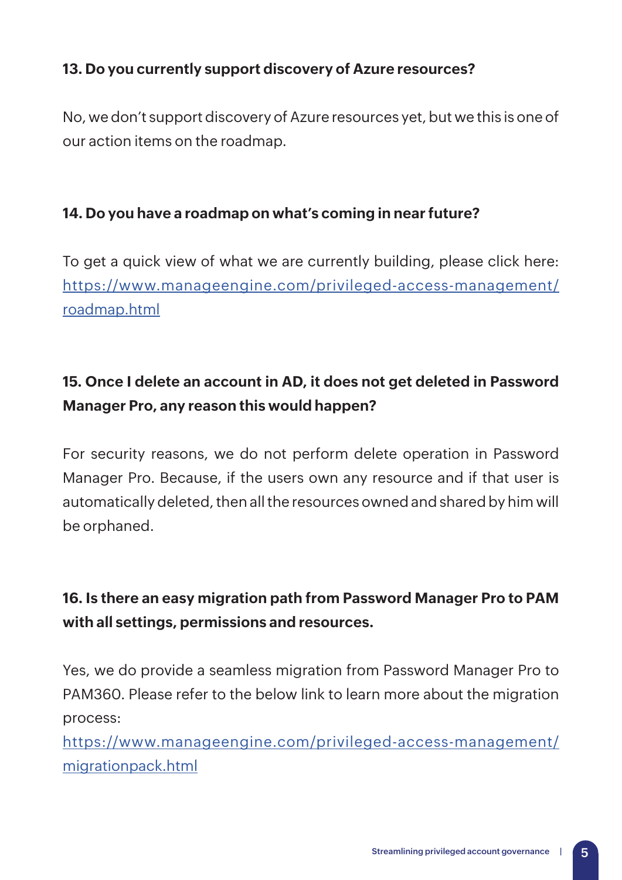**13. Do you currently support discovery of Azure resources?**

No, we don't support discovery of Azure resources yet, but we this is one of our action items on the roadmap.

**14. Do you have a roadmap on what's coming in near future?**

To get a quick view of what we are currently building, please click here: [https://www.manageengine.com/privileged-access-management/roadmap.html](https://www.manageengine.com/privileged-access-management/roadmap.html)

**15. Once I delete an account in AD, it does not get deleted in Password Manager Pro, any reason this would happen?**

For security reasons, we do not perform delete operation in Password Manager Pro. Because, if the users own any resource and if that user is automatically deleted, then all the resources owned and shared by him will be orphaned.

**16. Is there an easy migration path from Password Manager Pro to PAM with all settings, permissions and resources.**

Yes, we do provide a seamless migration from Password Manager Pro to PAM360. Please refer to the below link to learn more about the migration process:
[https://www.manageengine.com/privileged-access-management/migrationpack.html](https://www.manageengine.com/privileged-access-management/migrationpack.html)